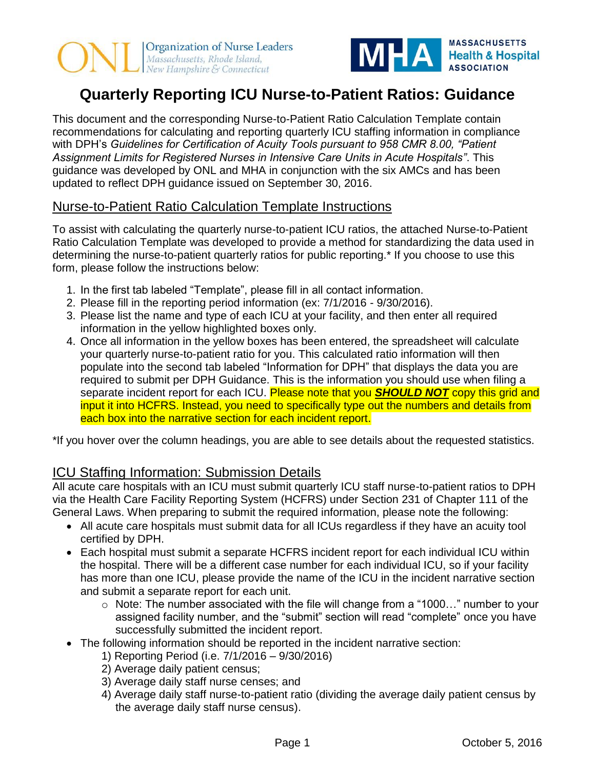# Quarterly Reporting ICU Nurse-to-Patient Ratios: Guidance

This document and the corresponding Nurse-to-Patient Ratio Calculation Template contain recommendations for calculating and reporting quarterly ICU staffing information in compliance with DPH's *Guidelines for Certification of Acuity Tools pursuant to 958 CMR 8.00, "Patient Assignment Limits for Registered Nurses in Intensive Care Units in Acute Hospitals"*. This guidance was developed by ONL and MHA in conjunction with the six AMCs and has been updated to reflect DPH guidance issued on September 30, 2016.

## Nurse-to-Patient Ratio Calculation Template Instructions

To assist with calculating the quarterly nurse-to-patient ICU ratios, the attached Nurse-to-Patient Ratio Calculation Template was developed to provide a method for standardizing the data used in determining the nurse-to-patient quarterly ratios for public reporting.* If you choose to use this form, please follow the instructions below:

1. In the first tab labeled "Template", please fill in all contact information.
2. Please fill in the reporting period information (ex: 7/1/2016 - 9/30/2016).
3. Please list the name and type of each ICU at your facility, and then enter all required information in the yellow highlighted boxes only.
4. Once all information in the yellow boxes has been entered, the spreadsheet will calculate your quarterly nurse-to-patient ratio for you. This calculated ratio information will then populate into the second tab labeled "Information for DPH" that displays the data you are required to submit per DPH Guidance. This is the information you should use when filing a separate incident report for each ICU. Please note that you ***SHOULD NOT*** copy this grid and input it into HCFRS. Instead, you need to specifically type out the numbers and details from each box into the narrative section for each incident report.

*If you hover over the column headings, you are able to see details about the requested statistics.

## ICU Staffing Information: Submission Details

All acute care hospitals with an ICU must submit quarterly ICU staff nurse-to-patient ratios to DPH via the Health Care Facility Reporting System (HCFRS) under Section 231 of Chapter 111 of the General Laws. When preparing to submit the required information, please note the following:

- All acute care hospitals must submit data for all ICUs regardless if they have an acuity tool certified by DPH.
- Each hospital must submit a separate HCFRS incident report for each individual ICU within the hospital. There will be a different case number for each individual ICU, so if your facility has more than one ICU, please provide the name of the ICU in the incident narrative section and submit a separate report for each unit.
  - Note: The number associated with the file will change from a "1000…" number to your assigned facility number, and the "submit" section will read "complete" once you have successfully submitted the incident report.
- The following information should be reported in the incident narrative section:
  1) Reporting Period (i.e. 7/1/2016 – 9/30/2016)
  2) Average daily patient census;
  3) Average daily staff nurse censes; and
  4) Average daily staff nurse-to-patient ratio (dividing the average daily patient census by the average daily staff nurse census).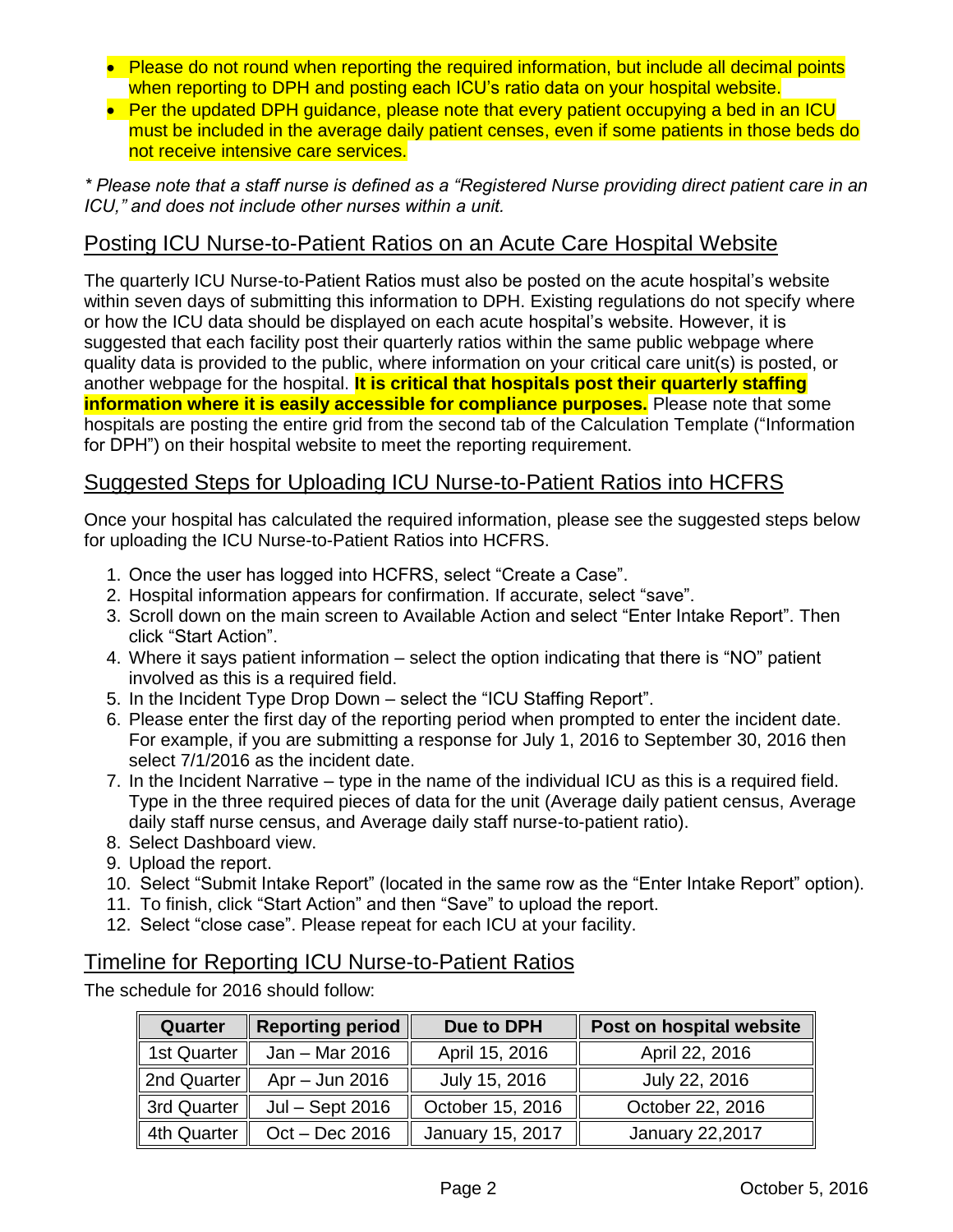- Please do not round when reporting the required information, but include all decimal points when reporting to DPH and posting each ICU's ratio data on your hospital website.
- Per the updated DPH guidance, please note that every patient occupying a bed in an ICU must be included in the average daily patient censes, even if some patients in those beds do not receive intensive care services.

*\* Please note that a staff nurse is defined as a "Registered Nurse providing direct patient care in an ICU," and does not include other nurses within a unit.*

## Posting ICU Nurse-to-Patient Ratios on an Acute Care Hospital Website

The quarterly ICU Nurse-to-Patient Ratios must also be posted on the acute hospital's website within seven days of submitting this information to DPH. Existing regulations do not specify where or how the ICU data should be displayed on each acute hospital's website. However, it is suggested that each facility post their quarterly ratios within the same public webpage where quality data is provided to the public, where information on your critical care unit(s) is posted, or another webpage for the hospital. **It is critical that hospitals post their quarterly staffing information where it is easily accessible for compliance purposes.** Please note that some hospitals are posting the entire grid from the second tab of the Calculation Template ("Information for DPH") on their hospital website to meet the reporting requirement.

## Suggested Steps for Uploading ICU Nurse-to-Patient Ratios into HCFRS

Once your hospital has calculated the required information, please see the suggested steps below for uploading the ICU Nurse-to-Patient Ratios into HCFRS.

1. Once the user has logged into HCFRS, select "Create a Case".
2. Hospital information appears for confirmation. If accurate, select "save".
3. Scroll down on the main screen to Available Action and select "Enter Intake Report". Then click "Start Action".
4. Where it says patient information – select the option indicating that there is "NO" patient involved as this is a required field.
5. In the Incident Type Drop Down – select the "ICU Staffing Report".
6. Please enter the first day of the reporting period when prompted to enter the incident date. For example, if you are submitting a response for July 1, 2016 to September 30, 2016 then select 7/1/2016 as the incident date.
7. In the Incident Narrative – type in the name of the individual ICU as this is a required field. Type in the three required pieces of data for the unit (Average daily patient census, Average daily staff nurse census, and Average daily staff nurse-to-patient ratio).
8. Select Dashboard view.
9. Upload the report.
10. Select "Submit Intake Report" (located in the same row as the "Enter Intake Report" option).
11. To finish, click "Start Action" and then "Save" to upload the report.
12. Select "close case". Please repeat for each ICU at your facility.

## Timeline for Reporting ICU Nurse-to-Patient Ratios

The schedule for 2016 should follow:

| Quarter | Reporting period | Due to DPH | Post on hospital website |
|---|---|---|---|
| 1st Quarter | Jan – Mar 2016 | April 15, 2016 | April 22, 2016 |
| 2nd Quarter | Apr – Jun 2016 | July 15, 2016 | July 22, 2016 |
| 3rd Quarter | Jul – Sept 2016 | October 15, 2016 | October 22, 2016 |
| 4th Quarter | Oct – Dec 2016 | January 15, 2017 | January 22,2017 |